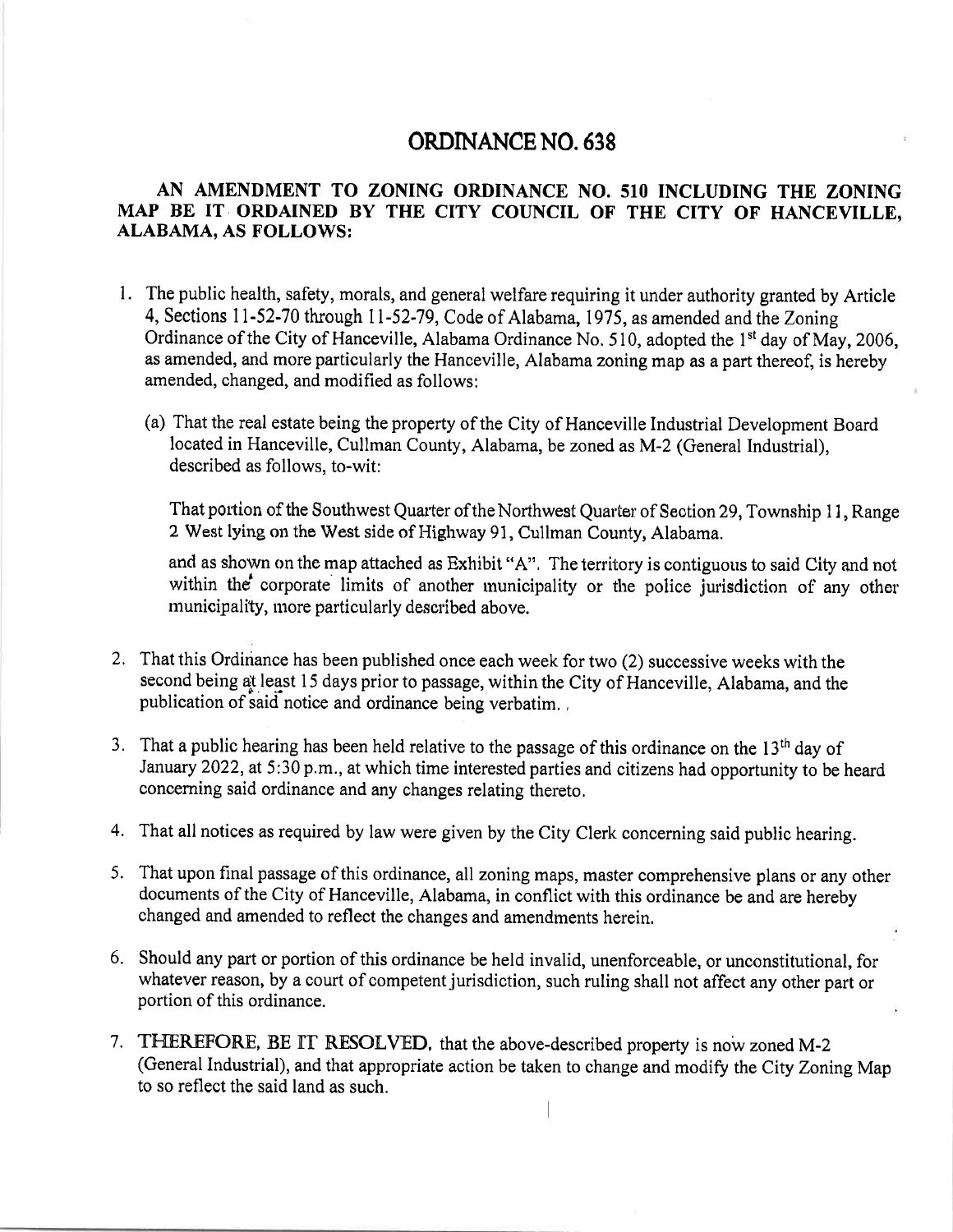# ORDINANCE NO. 638

## AN AMENDMENT TO ZONING ORDINANCE NO. 510 INCLUDING THE ZONING MAP BE IT ORDAINED BY THE CITY COUNCIL OF THE CITY OF HANCEVILLE, ALABAMA, AS FOLLOWS:

1. The public health, safety, morals, and general welfare requiring it under authority granted by Article 4, Sections 11-52-70 through 11-52-79, Code of Alabama, 1975, as amended and the Zoning Ordinance of the City of Hanceville, Alabama Ordinance No. 510, adopted the 1st day of May, 2006, as amended, and more particularly the Hanceville, Alabama zoning map as a part thereof, is hereby amended, changed, and modified as follows:

   (a) That the real estate being the property of the City of Hanceville Industrial Development Board located in Hanceville, Cullman County, Alabama, be zoned as M-2 (General Industrial), described as follows, to-wit:

   That portion of the Southwest Quarter of the Northwest Quarter of Section 29, Township 11, Range 2 West lying on the West side of Highway 91, Cullman County, Alabama.

   and as shown on the map attached as Exhibit "A". The territory is contiguous to said City and not within the corporate limits of another municipality or the police jurisdiction of any other municipality, more particularly described above.

2. That this Ordinance has been published once each week for two (2) successive weeks with the second being at least 15 days prior to passage, within the City of Hanceville, Alabama, and the publication of said notice and ordinance being verbatim.

3. That a public hearing has been held relative to the passage of this ordinance on the 13th day of January 2022, at 5:30 p.m., at which time interested parties and citizens had opportunity to be heard concerning said ordinance and any changes relating thereto.

4. That all notices as required by law were given by the City Clerk concerning said public hearing.

5. That upon final passage of this ordinance, all zoning maps, master comprehensive plans or any other documents of the City of Hanceville, Alabama, in conflict with this ordinance be and are hereby changed and amended to reflect the changes and amendments herein.

6. Should any part or portion of this ordinance be held invalid, unenforceable, or unconstitutional, for whatever reason, by a court of competent jurisdiction, such ruling shall not affect any other part or portion of this ordinance.

7. **THEREFORE, BE IT RESOLVED**, that the above-described property is now zoned M-2 (General Industrial), and that appropriate action be taken to change and modify the City Zoning Map to so reflect the said land as such.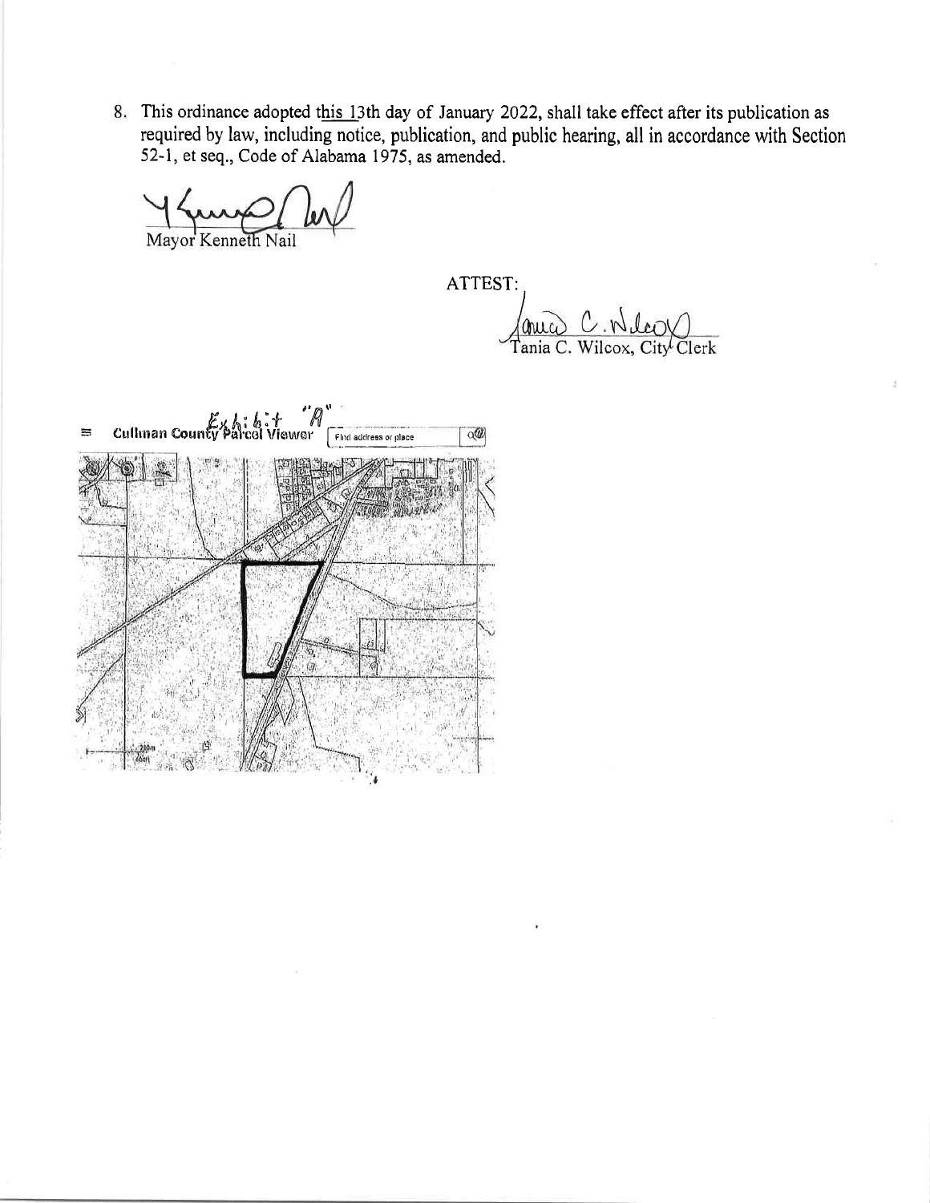8. This ordinance adopted this 13th day of January 2022, shall take effect after its publication as required by law, including notice, publication, and public hearing, all in accordance with Section 52-1, et seq., Code of Alabama 1975, as amended.

Mayor Kenneth Nail

ATTEST:

Tania C. Wilcox, City Clerk

Exhibit "A"

Cullman County Parcel Viewer

Find address or place

200m

600ft